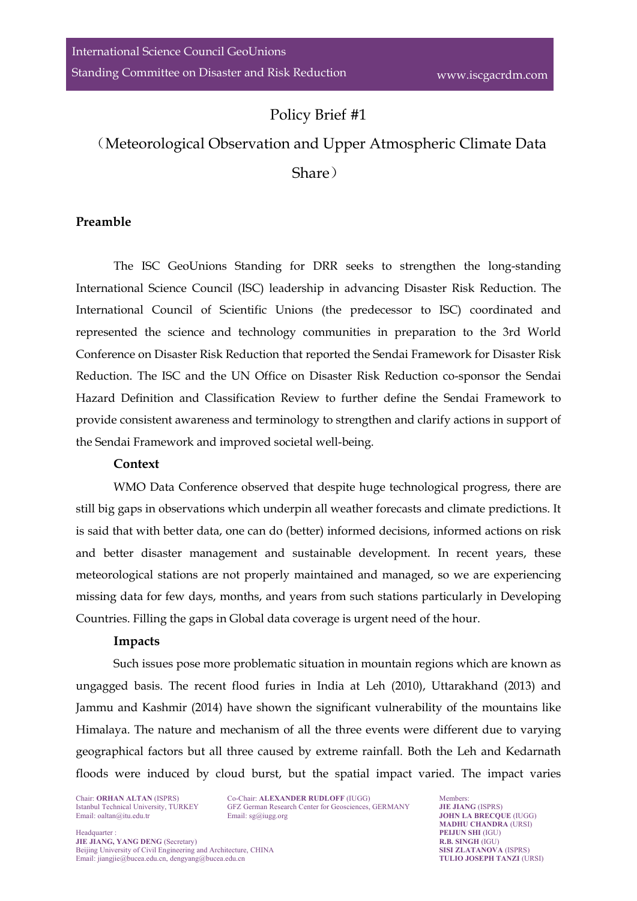# Policy Brief #1

## （Meteorological Observation and Upper Atmospheric Climate Data Share）

### Preamble

The ISC GeoUnions Standing for DRR seeks to strengthen the long-standing International Science Council (ISC) leadership in advancing Disaster Risk Reduction. The International Council of Scientific Unions (the predecessor to ISC) coordinated and represented the science and technology communities in preparation to the 3rd World Conference on Disaster Risk Reduction that reported the Sendai Framework for Disaster Risk Reduction. The ISC and the UN Office on Disaster Risk Reduction co-sponsor the Sendai Hazard Definition and Classification Review to further define the Sendai Framework to provide consistent awareness and terminology to strengthen and clarify actions in support of the Sendai Framework and improved societal well-being.

#### Context

WMO Data Conference observed that despite huge technological progress, there are still big gaps in observations which underpin all weather forecasts and climate predictions. It is said that with better data, one can do (better) informed decisions, informed actions on risk and better disaster management and sustainable development. In recent years, these meteorological stations are not properly maintained and managed, so we are experiencing missing data for few days, months, and years from such stations particularly in Developing Countries. Filling the gaps in Global data coverage is urgent need of the hour.

#### Impacts

Such issues pose more problematic situation in mountain regions which are known as ungagged basis. The recent flood furies in India at Leh (2010), Uttarakhand (2013) and Jammu and Kashmir (2014) have shown the significant vulnerability of the mountains like Himalaya. The nature and mechanism of all the three events were different due to varying geographical factors but all three caused by extreme rainfall. Both the Leh and Kedarnath floods were induced by cloud burst, but the spatial impact varied. The impact varies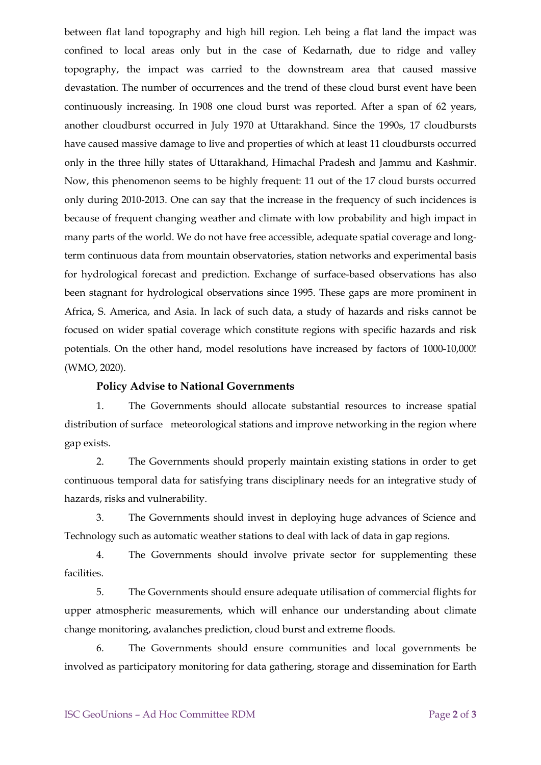between flat land topography and high hill region. Leh being a flat land the impact was confined to local areas only but in the case of Kedarnath, due to ridge and valley topography, the impact was carried to the downstream area that caused massive devastation. The number of occurrences and the trend of these cloud burst event have been continuously increasing. In 1908 one cloud burst was reported. After a span of 62 years, another cloudburst occurred in July 1970 at Uttarakhand. Since the 1990s, 17 cloudbursts have caused massive damage to live and properties of which at least 11 cloudbursts occurred only in the three hilly states of Uttarakhand, Himachal Pradesh and Jammu and Kashmir. Now, this phenomenon seems to be highly frequent: 11 out of the 17 cloud bursts occurred only during 2010-2013. One can say that the increase in the frequency of such incidences is because of frequent changing weather and climate with low probability and high impact in many parts of the world. We do not have free accessible, adequate spatial coverage and long-term continuous data from mountain observatories, station networks and experimental basis for hydrological forecast and prediction. Exchange of surface-based observations has also been stagnant for hydrological observations since 1995. These gaps are more prominent in Africa, S. America, and Asia. In lack of such data, a study of hazards and risks cannot be focused on wider spatial coverage which constitute regions with specific hazards and risk potentials. On the other hand, model resolutions have increased by factors of 1000-10,000! (WMO, 2020).

**Policy Advise to National Governments**

1. The Governments should allocate substantial resources to increase spatial distribution of surface meteorological stations and improve networking in the region where gap exists.

2. The Governments should properly maintain existing stations in order to get continuous temporal data for satisfying trans disciplinary needs for an integrative study of hazards, risks and vulnerability.

3. The Governments should invest in deploying huge advances of Science and Technology such as automatic weather stations to deal with lack of data in gap regions.

4. The Governments should involve private sector for supplementing these facilities.

5. The Governments should ensure adequate utilisation of commercial flights for upper atmospheric measurements, which will enhance our understanding about climate change monitoring, avalanches prediction, cloud burst and extreme floods.

6. The Governments should ensure communities and local governments be involved as participatory monitoring for data gathering, storage and dissemination for Earth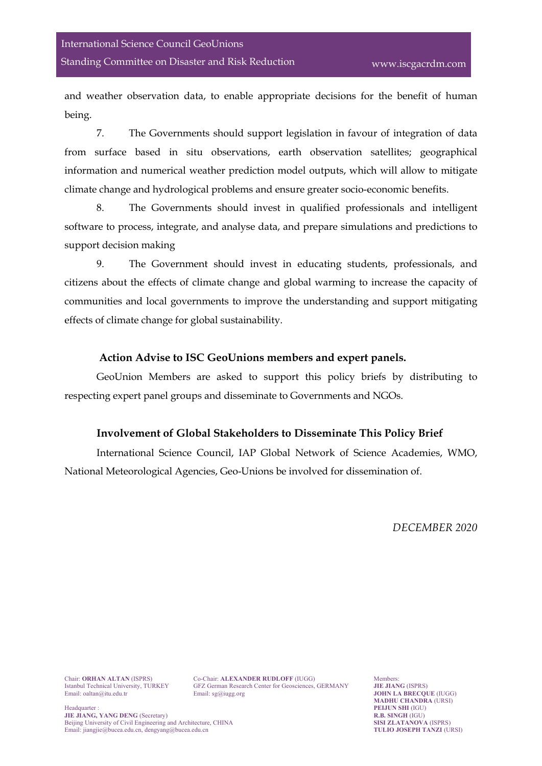and weather observation data, to enable appropriate decisions for the benefit of human being.

7. The Governments should support legislation in favour of integration of data from surface based in situ observations, earth observation satellites; geographical information and numerical weather prediction model outputs, which will allow to mitigate climate change and hydrological problems and ensure greater socio-economic benefits.

8. The Governments should invest in qualified professionals and intelligent software to process, integrate, and analyse data, and prepare simulations and predictions to support decision making

9. The Government should invest in educating students, professionals, and citizens about the effects of climate change and global warming to increase the capacity of communities and local governments to improve the understanding and support mitigating effects of climate change for global sustainability.

### Action Advise to ISC GeoUnions members and expert panels.

GeoUnion Members are asked to support this policy briefs by distributing to respecting expert panel groups and disseminate to Governments and NGOs.

### Involvement of Global Stakeholders to Disseminate This Policy Brief

International Science Council, IAP Global Network of Science Academies, WMO, National Meteorological Agencies, Geo-Unions be involved for dissemination of.

*DECEMBER 2020*